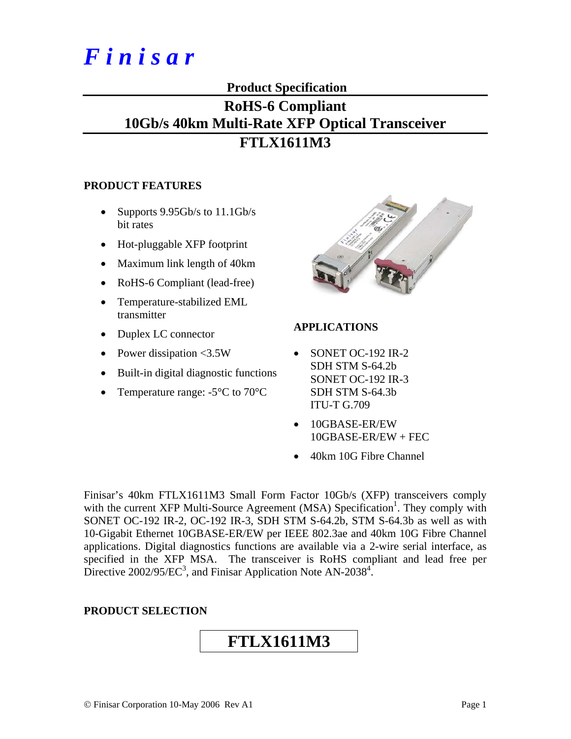# *Finisar*

## Product Specification

## RoHS-6 Compliant
## 10Gb/s 40km Multi-Rate XFP Optical Transceiver
## FTLX1611M3

### PRODUCT FEATURES

- Supports 9.95Gb/s to 11.1Gb/s bit rates
- Hot-pluggable XFP footprint
- Maximum link length of 40km
- RoHS-6 Compliant (lead-free)
- Temperature-stabilized EML transmitter
- Duplex LC connector
- Power dissipation <3.5W
- Built-in digital diagnostic functions
- Temperature range: -5°C to 70°C

### APPLICATIONS

- SONET OC-192 IR-2
  SDH STM S-64.2b
  SONET OC-192 IR-3
  SDH STM S-64.3b
  ITU-T G.709
- 10GBASE-ER/EW
  10GBASE-ER/EW + FEC
- 40km 10G Fibre Channel

Finisar's 40km FTLX1611M3 Small Form Factor 10Gb/s (XFP) transceivers comply with the current XFP Multi-Source Agreement (MSA) Specification[1]. They comply with SONET OC-192 IR-2, OC-192 IR-3, SDH STM S-64.2b, STM S-64.3b as well as with 10-Gigabit Ethernet 10GBASE-ER/EW per IEEE 802.3ae and 40km 10G Fibre Channel applications. Digital diagnostics functions are available via a 2-wire serial interface, as specified in the XFP MSA. The transceiver is RoHS compliant and lead free per Directive 2002/95/EC[3], and Finisar Application Note AN-2038[4].

### PRODUCT SELECTION

**FTLX1611M3**

© Finisar Corporation 10-May 2006 Rev A1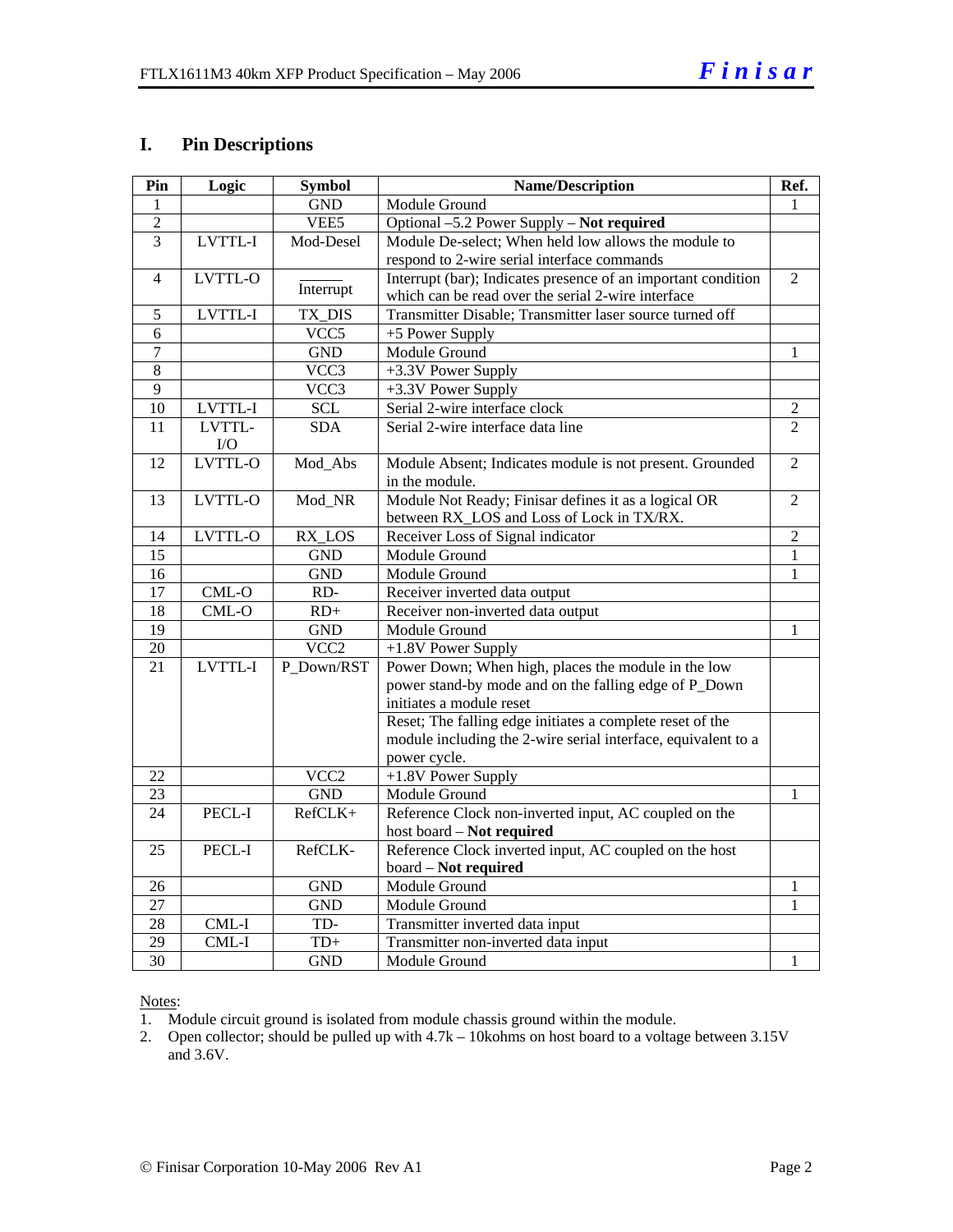## I. Pin Descriptions

| Pin | Logic | Symbol | Name/Description | Ref. |
|---|---|---|---|---|
| 1 | | GND | Module Ground | 1 |
| 2 | | VEE5 | Optional –5.2 Power Supply – **Not required** | |
| 3 | LVTTL-I | Mod-Desel | Module De-select; When held low allows the module to respond to 2-wire serial interface commands | |
| 4 | LVTTL-O | $\overline{\text{Interrupt}}$ | Interrupt (bar); Indicates presence of an important condition which can be read over the serial 2-wire interface | 2 |
| 5 | LVTTL-I | TX_DIS | Transmitter Disable; Transmitter laser source turned off | |
| 6 | | VCC5 | +5 Power Supply | |
| 7 | | GND | Module Ground | 1 |
| 8 | | VCC3 | +3.3V Power Supply | |
| 9 | | VCC3 | +3.3V Power Supply | |
| 10 | LVTTL-I | SCL | Serial 2-wire interface clock | 2 |
| 11 | LVTTL-I/O | SDA | Serial 2-wire interface data line | 2 |
| 12 | LVTTL-O | Mod_Abs | Module Absent; Indicates module is not present. Grounded in the module. | 2 |
| 13 | LVTTL-O | Mod_NR | Module Not Ready; Finisar defines it as a logical OR between RX_LOS and Loss of Lock in TX/RX. | 2 |
| 14 | LVTTL-O | RX_LOS | Receiver Loss of Signal indicator | 2 |
| 15 | | GND | Module Ground | 1 |
| 16 | | GND | Module Ground | 1 |
| 17 | CML-O | RD- | Receiver inverted data output | |
| 18 | CML-O | RD+ | Receiver non-inverted data output | |
| 19 | | GND | Module Ground | 1 |
| 20 | | VCC2 | +1.8V Power Supply | |
| 21 | LVTTL-I | P_Down/RST | Power Down; When high, places the module in the low power stand-by mode and on the falling edge of P_Down initiates a module reset | |
| | | | Reset; The falling edge initiates a complete reset of the module including the 2-wire serial interface, equivalent to a power cycle. | |
| 22 | | VCC2 | +1.8V Power Supply | |
| 23 | | GND | Module Ground | 1 |
| 24 | PECL-I | RefCLK+ | Reference Clock non-inverted input, AC coupled on the host board – **Not required** | |
| 25 | PECL-I | RefCLK- | Reference Clock inverted input, AC coupled on the host board – **Not required** | |
| 26 | | GND | Module Ground | 1 |
| 27 | | GND | Module Ground | 1 |
| 28 | CML-I | TD- | Transmitter inverted data input | |
| 29 | CML-I | TD+ | Transmitter non-inverted data input | |
| 30 | | GND | Module Ground | 1 |

Notes:
1. Module circuit ground is isolated from module chassis ground within the module.
2. Open collector; should be pulled up with 4.7k – 10kohms on host board to a voltage between 3.15V and 3.6V.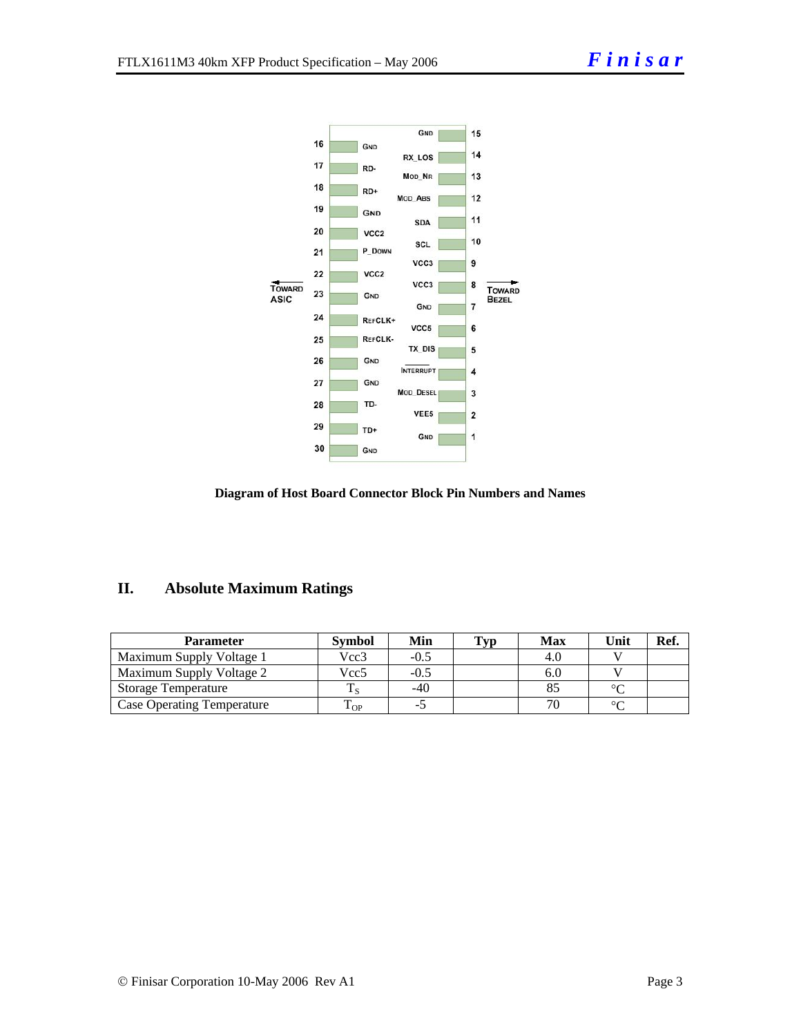| | | | |
|---|---|---|---|
| | | GND | 15 |
| 16 | GND | RX_LOS | 14 |
| 17 | RD- | MOD_NR | 13 |
| 18 | RD+ | MOD_ABS | 12 |
| 19 | GND | SDA | 11 |
| 20 | VCC2 | SCL | 10 |
| 21 | P_DOWN | VCC3 | 9 |
| 22 | VCC2 | VCC3 | 8 |
| 23 | GND | GND | 7 |
| 24 | REFCLK+ | VCC5 | 6 |
| 25 | REFCLK- | TX_DIS | 5 |
| 26 | GND | INTERRUPT | 4 |
| 27 | GND | MOD_DESEL | 3 |
| 28 | TD- | VEE5 | 2 |
| 29 | TD+ | GND | 1 |
| 30 | GND | | |

TOWARD ASIC ← → TOWARD BEZEL

**Diagram of Host Board Connector Block Pin Numbers and Names**

## II. Absolute Maximum Ratings

| Parameter | Symbol | Min | Typ | Max | Unit | Ref. |
|---|---|---|---|---|---|---|
| Maximum Supply Voltage 1 | Vcc3 | -0.5 | | 4.0 | V | |
| Maximum Supply Voltage 2 | Vcc5 | -0.5 | | 6.0 | V | |
| Storage Temperature | $T_S$ | -40 | | 85 | °C | |
| Case Operating Temperature | $T_{OP}$ | -5 | | 70 | °C | |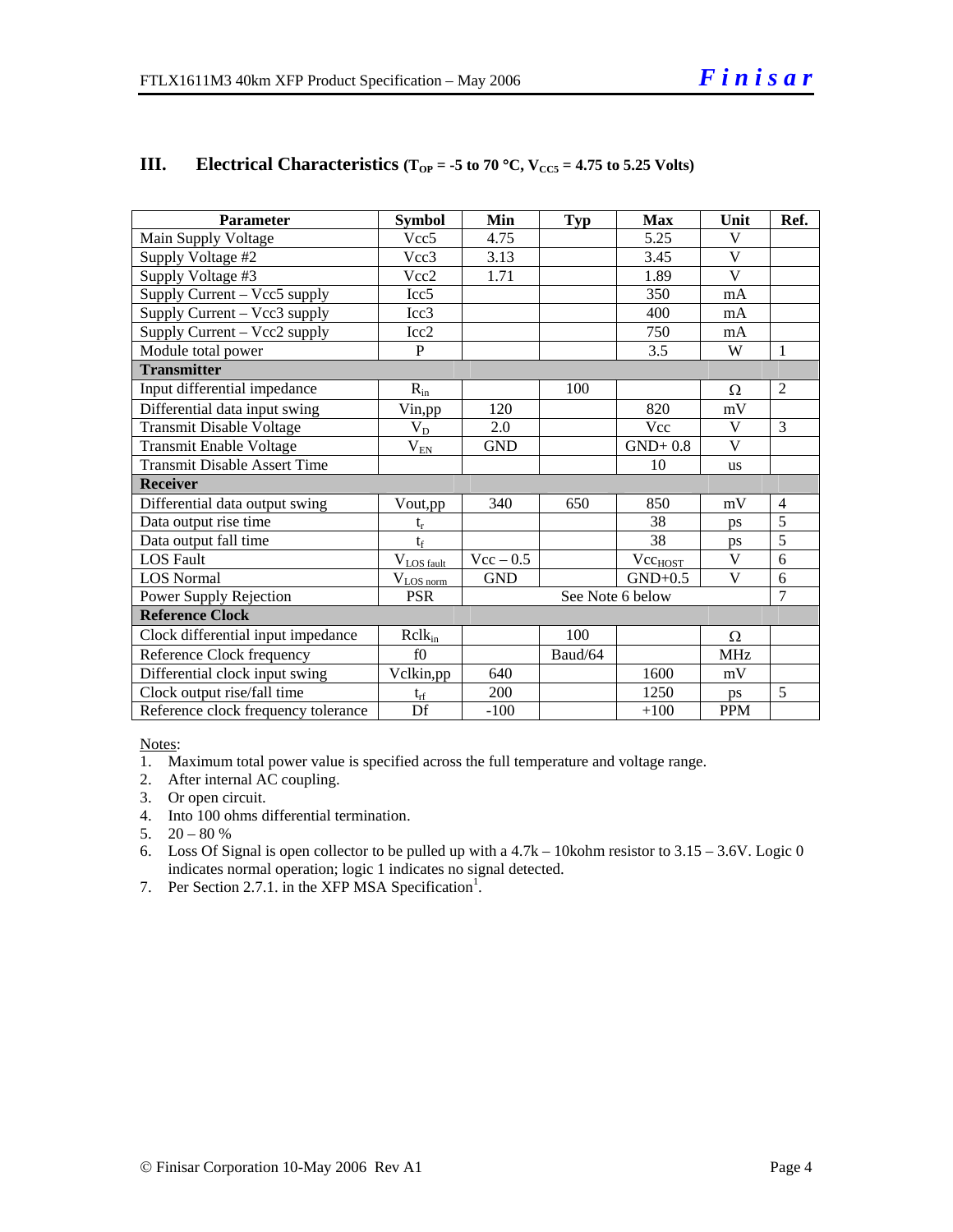## III. Electrical Characteristics ($T_{OP}$ = -5 to 70 °C, $V_{CC5}$ = 4.75 to 5.25 Volts)

| Parameter | Symbol | Min | Typ | Max | Unit | Ref. |
|---|---|---|---|---|---|---|
| Main Supply Voltage | Vcc5 | 4.75 | | 5.25 | V | |
| Supply Voltage #2 | Vcc3 | 3.13 | | 3.45 | V | |
| Supply Voltage #3 | Vcc2 | 1.71 | | 1.89 | V | |
| Supply Current – Vcc5 supply | Icc5 | | | 350 | mA | |
| Supply Current – Vcc3 supply | Icc3 | | | 400 | mA | |
| Supply Current – Vcc2 supply | Icc2 | | | 750 | mA | |
| Module total power | P | | | 3.5 | W | 1 |
| **Transmitter** | | | | | | |
| Input differential impedance | $R_{in}$ | | 100 | | Ω | 2 |
| Differential data input swing | Vin,pp | 120 | | 820 | mV | |
| Transmit Disable Voltage | $V_D$ | 2.0 | | Vcc | V | 3 |
| Transmit Enable Voltage | $V_{EN}$ | GND | | GND+ 0.8 | V | |
| Transmit Disable Assert Time | | | | 10 | us | |
| **Receiver** | | | | | | |
| Differential data output swing | Vout,pp | 340 | 650 | 850 | mV | 4 |
| Data output rise time | $t_r$ | | | 38 | ps | 5 |
| Data output fall time | $t_f$ | | | 38 | ps | 5 |
| LOS Fault | $V_{LOS\ fault}$ | Vcc – 0.5 | | $Vcc_{HOST}$ | V | 6 |
| LOS Normal | $V_{LOS\ norm}$ | GND | | GND+0.5 | V | 6 |
| Power Supply Rejection | PSR | See Note 6 below | | | | 7 |
| **Reference Clock** | | | | | | |
| Clock differential input impedance | $Rclk_{in}$ | | 100 | | Ω | |
| Reference Clock frequency | f0 | | Baud/64 | | MHz | |
| Differential clock input swing | Vclkin,pp | 640 | | 1600 | mV | |
| Clock output rise/fall time | $t_{rf}$ | 200 | | 1250 | ps | 5 |
| Reference clock frequency tolerance | Df | -100 | | +100 | PPM | |

Notes:
1. Maximum total power value is specified across the full temperature and voltage range.
2. After internal AC coupling.
3. Or open circuit.
4. Into 100 ohms differential termination.
5. 20 – 80 %
6. Loss Of Signal is open collector to be pulled up with a 4.7k – 10kohm resistor to 3.15 – 3.6V. Logic 0 indicates normal operation; logic 1 indicates no signal detected.
7. Per Section 2.7.1. in the XFP MSA Specification[1].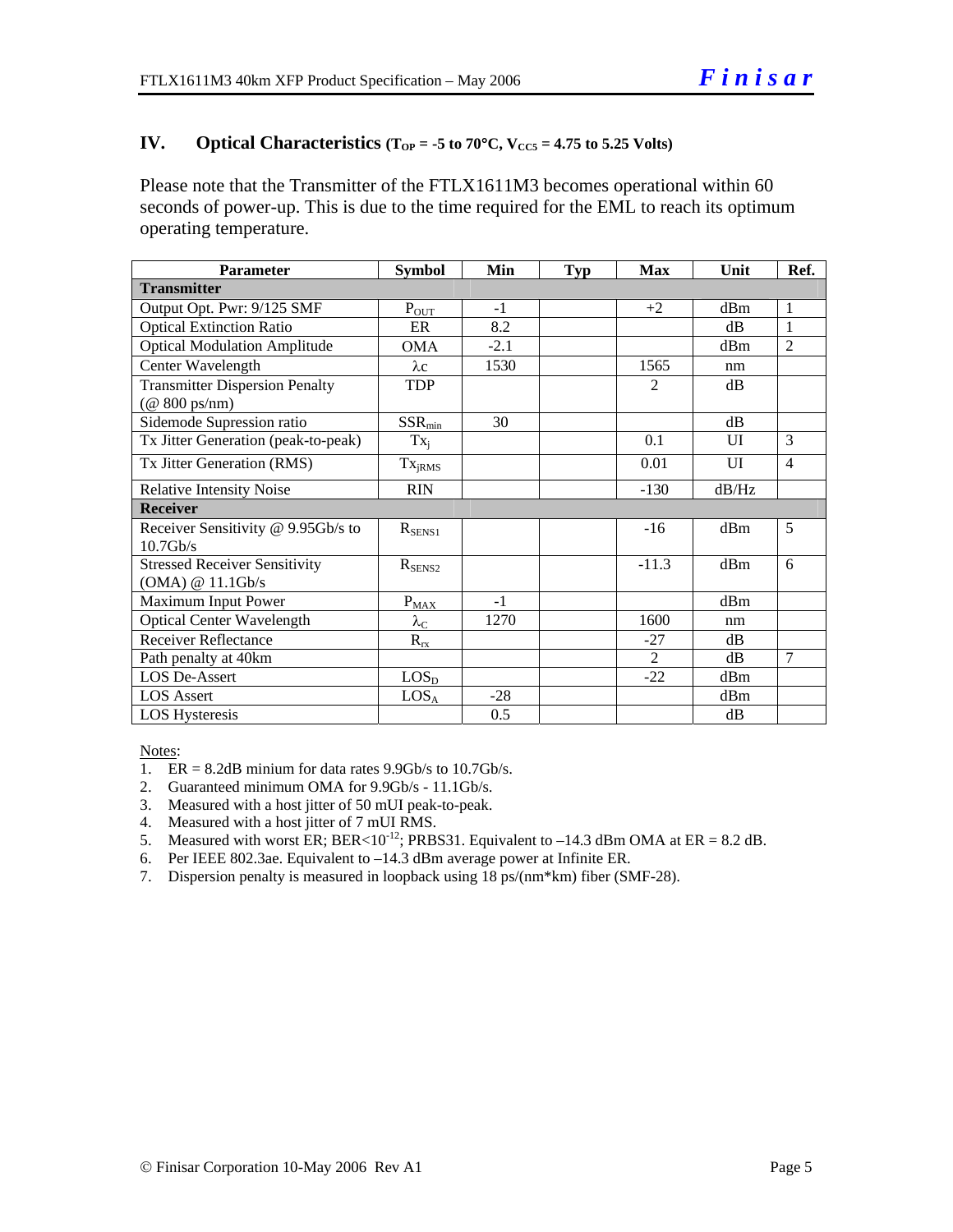## IV. Optical Characteristics ($T_{OP}$ = -5 to 70°C, $V_{CC5}$ = 4.75 to 5.25 Volts)

Please note that the Transmitter of the FTLX1611M3 becomes operational within 60 seconds of power-up. This is due to the time required for the EML to reach its optimum operating temperature.

| Parameter | Symbol | Min | Typ | Max | Unit | Ref. |
|---|---|---|---|---|---|---|
| **Transmitter** | | | | | | |
| Output Opt. Pwr: 9/125 SMF | $P_{OUT}$ | -1 | | +2 | dBm | 1 |
| Optical Extinction Ratio | ER | 8.2 | | | dB | 1 |
| Optical Modulation Amplitude | OMA | -2.1 | | | dBm | 2 |
| Center Wavelength | $\lambda c$ | 1530 | | 1565 | nm | |
| Transmitter Dispersion Penalty (@ 800 ps/nm) | TDP | | | 2 | dB | |
| Sidemode Supression ratio | $SSR_{min}$ | 30 | | | dB | |
| Tx Jitter Generation (peak-to-peak) | $Tx_j$ | | | 0.1 | UI | 3 |
| Tx Jitter Generation (RMS) | $Tx_{jRMS}$ | | | 0.01 | UI | 4 |
| Relative Intensity Noise | RIN | | | -130 | dB/Hz | |
| **Receiver** | | | | | | |
| Receiver Sensitivity @ 9.95Gb/s to 10.7Gb/s | $R_{SENS1}$ | | | -16 | dBm | 5 |
| Stressed Receiver Sensitivity (OMA) @ 11.1Gb/s | $R_{SENS2}$ | | | -11.3 | dBm | 6 |
| Maximum Input Power | $P_{MAX}$ | -1 | | | dBm | |
| Optical Center Wavelength | $\lambda_C$ | 1270 | | 1600 | nm | |
| Receiver Reflectance | $R_{rx}$ | | | -27 | dB | |
| Path penalty at 40km | | | | 2 | dB | 7 |
| LOS De-Assert | $LOS_D$ | | | -22 | dBm | |
| LOS Assert | $LOS_A$ | -28 | | | dBm | |
| LOS Hysteresis | | 0.5 | | | dB | |

Notes:

1. ER = 8.2dB minium for data rates 9.9Gb/s to 10.7Gb/s.
2. Guaranteed minimum OMA for 9.9Gb/s - 11.1Gb/s.
3. Measured with a host jitter of 50 mUI peak-to-peak.
4. Measured with a host jitter of 7 mUI RMS.
5. Measured with worst ER; BER<$10^{-12}$; PRBS31. Equivalent to –14.3 dBm OMA at ER = 8.2 dB.
6. Per IEEE 802.3ae. Equivalent to –14.3 dBm average power at Infinite ER.
7. Dispersion penalty is measured in loopback using 18 ps/(nm*km) fiber (SMF-28).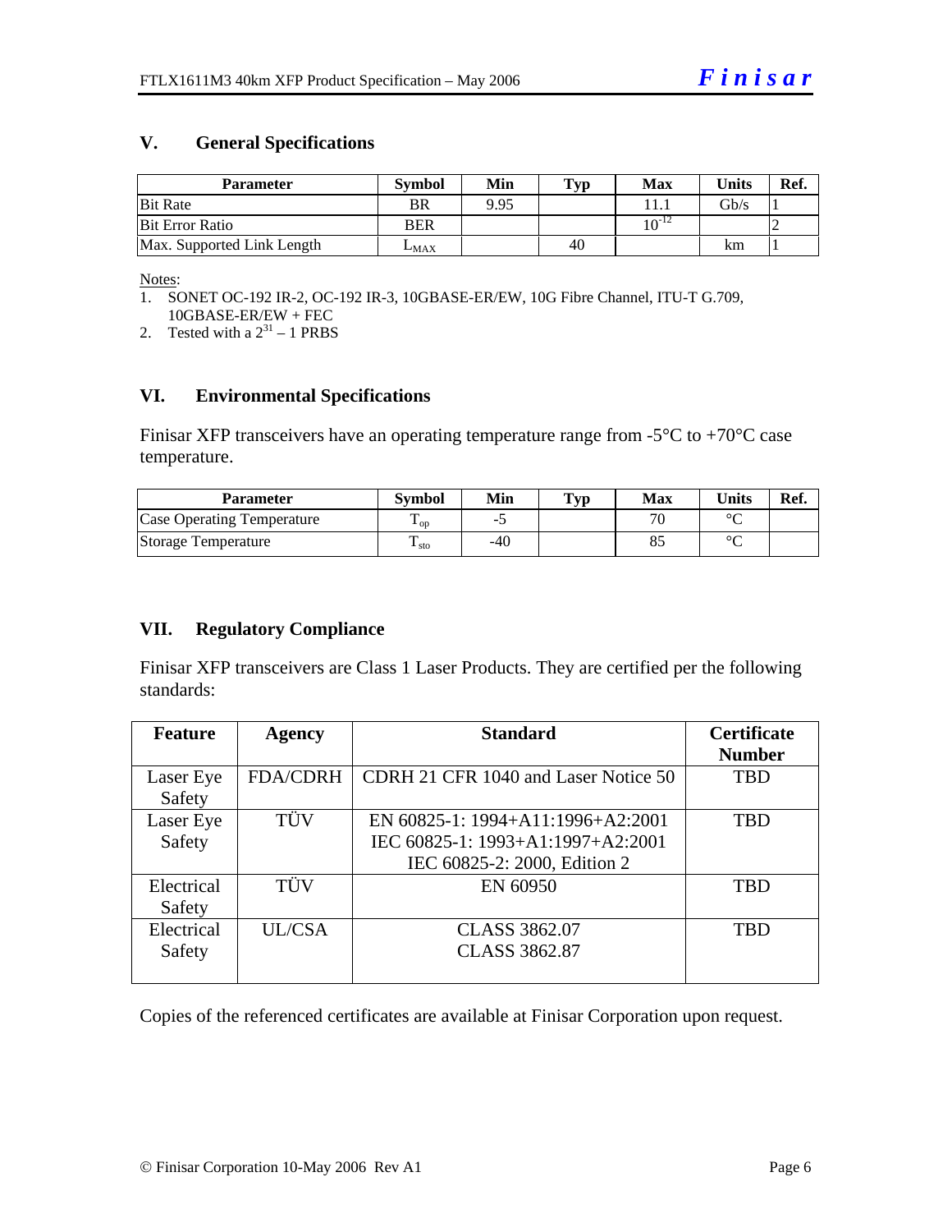## V. General Specifications

| Parameter | Symbol | Min | Typ | Max | Units | Ref. |
|---|---|---|---|---|---|---|
| Bit Rate | BR | 9.95 | | 11.1 | Gb/s | 1 |
| Bit Error Ratio | BER | | | $10^{-12}$ | | 2 |
| Max. Supported Link Length | $L_{MAX}$ | | 40 | | km | 1 |

Notes:

1. SONET OC-192 IR-2, OC-192 IR-3, 10GBASE-ER/EW, 10G Fibre Channel, ITU-T G.709, 10GBASE-ER/EW + FEC
2. Tested with a $2^{31} - 1$ PRBS

## VI. Environmental Specifications

Finisar XFP transceivers have an operating temperature range from -5°C to +70°C case temperature.

| Parameter | Symbol | Min | Typ | Max | Units | Ref. |
|---|---|---|---|---|---|---|
| Case Operating Temperature | $T_{op}$ | -5 | | 70 | °C | |
| Storage Temperature | $T_{sto}$ | -40 | | 85 | °C | |

## VII. Regulatory Compliance

Finisar XFP transceivers are Class 1 Laser Products. They are certified per the following standards:

| Feature | Agency | Standard | Certificate Number |
|---|---|---|---|
| Laser Eye Safety | FDA/CDRH | CDRH 21 CFR 1040 and Laser Notice 50 | TBD |
| Laser Eye Safety | TÜV | EN 60825-1: 1994+A11:1996+A2:2001<br>IEC 60825-1: 1993+A1:1997+A2:2001<br>IEC 60825-2: 2000, Edition 2 | TBD |
| Electrical Safety | TÜV | EN 60950 | TBD |
| Electrical Safety | UL/CSA | CLASS 3862.07<br>CLASS 3862.87 | TBD |

Copies of the referenced certificates are available at Finisar Corporation upon request.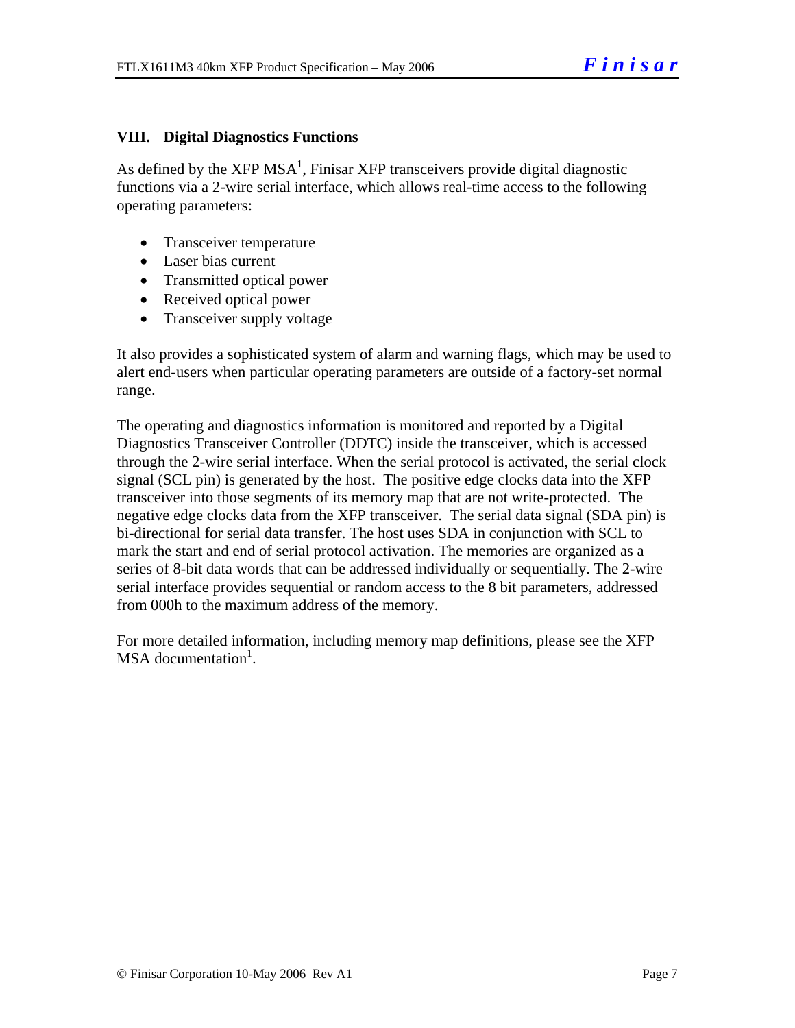## VIII. Digital Diagnostics Functions

As defined by the XFP MSA[1], Finisar XFP transceivers provide digital diagnostic functions via a 2-wire serial interface, which allows real-time access to the following operating parameters:

- Transceiver temperature
- Laser bias current
- Transmitted optical power
- Received optical power
- Transceiver supply voltage

It also provides a sophisticated system of alarm and warning flags, which may be used to alert end-users when particular operating parameters are outside of a factory-set normal range.

The operating and diagnostics information is monitored and reported by a Digital Diagnostics Transceiver Controller (DDTC) inside the transceiver, which is accessed through the 2-wire serial interface. When the serial protocol is activated, the serial clock signal (SCL pin) is generated by the host. The positive edge clocks data into the XFP transceiver into those segments of its memory map that are not write-protected. The negative edge clocks data from the XFP transceiver. The serial data signal (SDA pin) is bi-directional for serial data transfer. The host uses SDA in conjunction with SCL to mark the start and end of serial protocol activation. The memories are organized as a series of 8-bit data words that can be addressed individually or sequentially. The 2-wire serial interface provides sequential or random access to the 8 bit parameters, addressed from 000h to the maximum address of the memory.

For more detailed information, including memory map definitions, please see the XFP MSA documentation[1].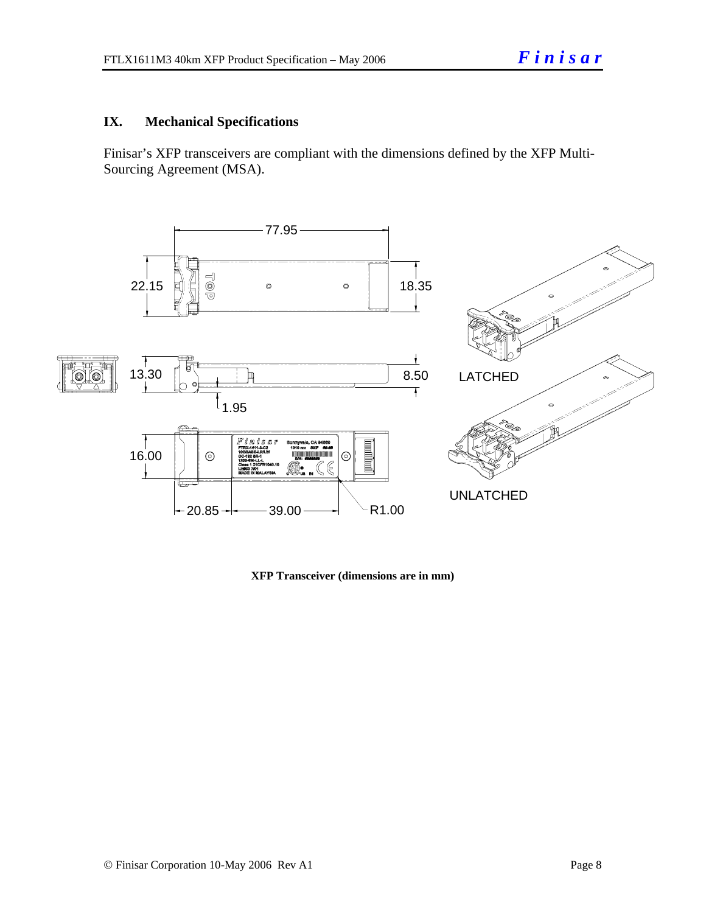## IX. Mechanical Specifications

Finisar's XFP transceivers are compliant with the dimensions defined by the XFP Multi-Sourcing Agreement (MSA).

**XFP Transceiver (dimensions are in mm)**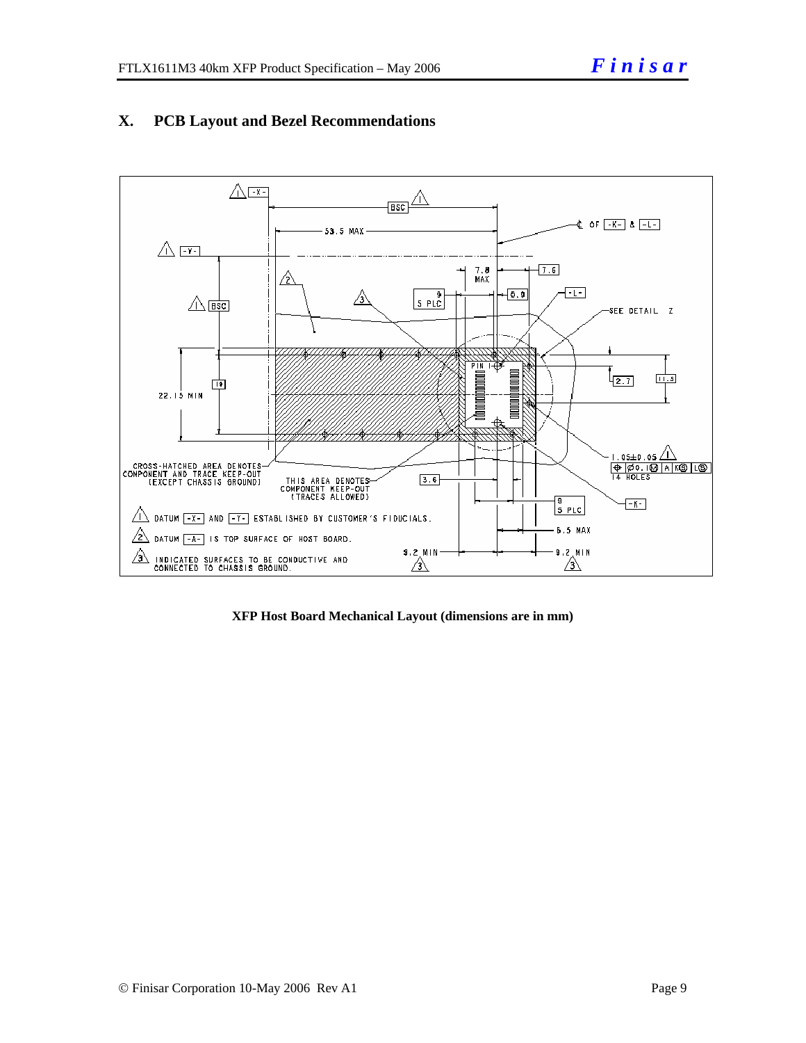# X. PCB Layout and Bezel Recommendations

**XFP Host Board Mechanical Layout (dimensions are in mm)**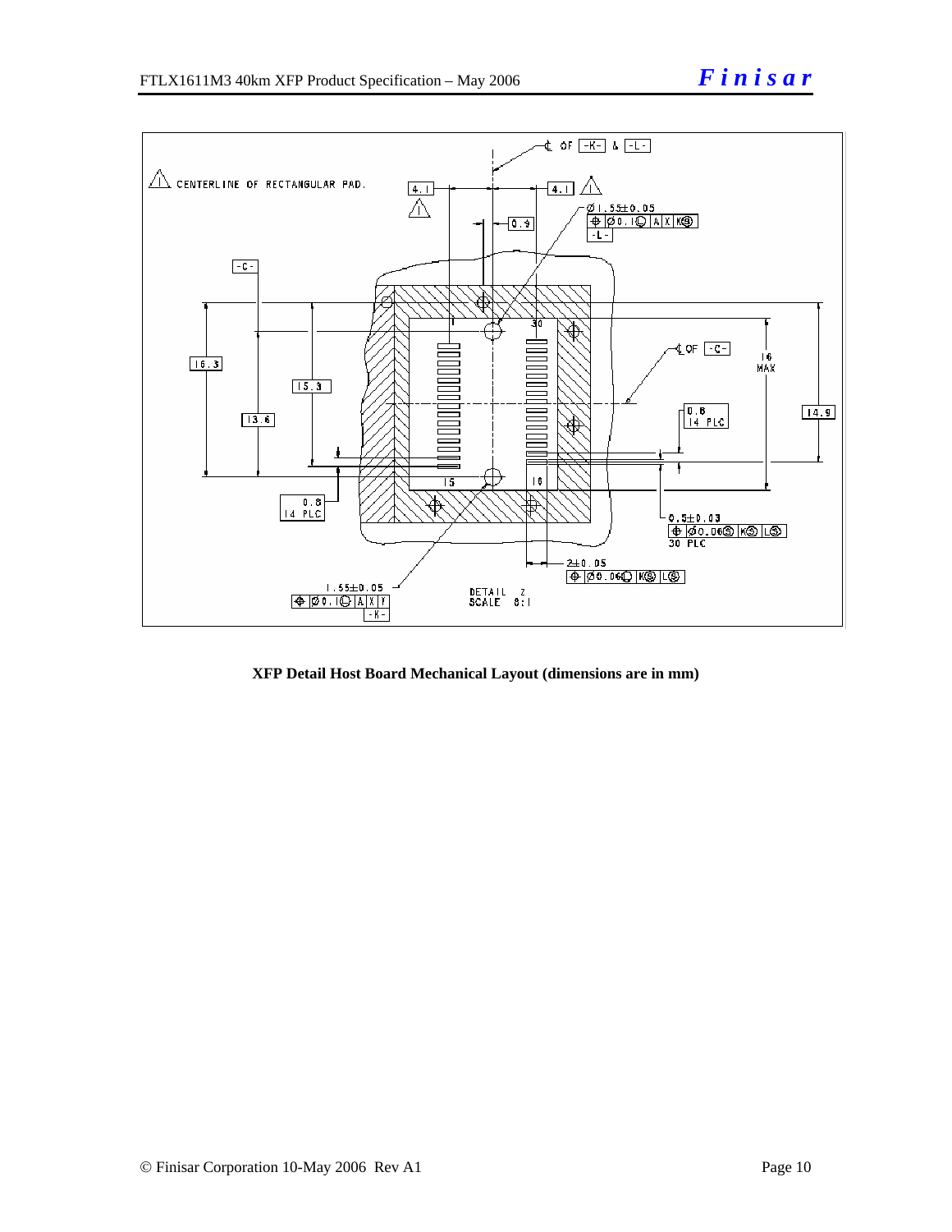XFP Detail Host Board Mechanical Layout (dimensions are in mm)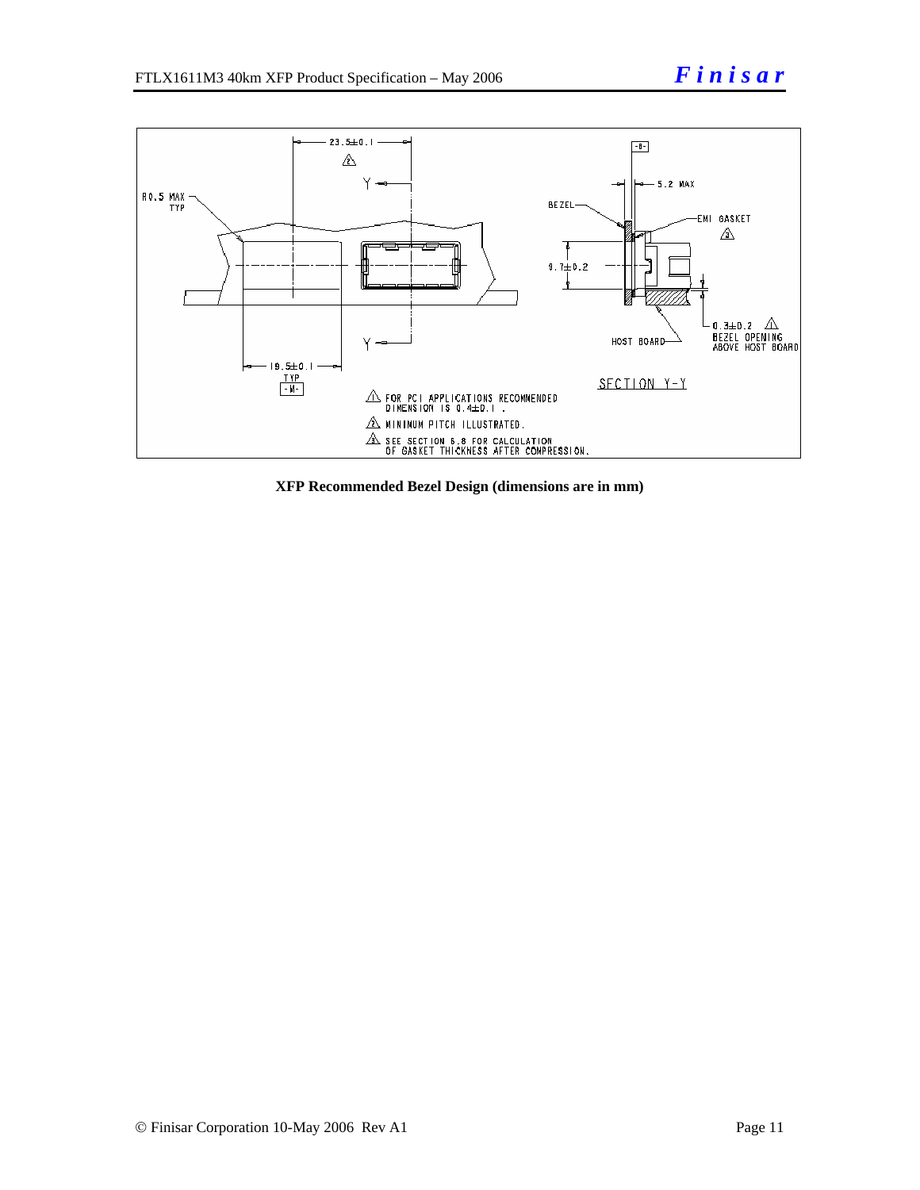23.5±0.1

R0.5 MAX TYP

19.5±0.1 TYP

5.2 MAX

BEZEL

EMI GASKET

9.7±0.2

HOST BOARD

0.3±0.2 BEZEL OPENING ABOVE HOST BOARD

SECTION Y-Y

1. FOR PCI APPLICATIONS RECOMMENDED DIMENSION IS 0.4±0.1 .
2. MINIMUM PITCH ILLUSTRATED.
3. SEE SECTION 6.8 FOR CALCULATION OF GASKET THICKNESS AFTER COMPRESSION.

**XFP Recommended Bezel Design (dimensions are in mm)**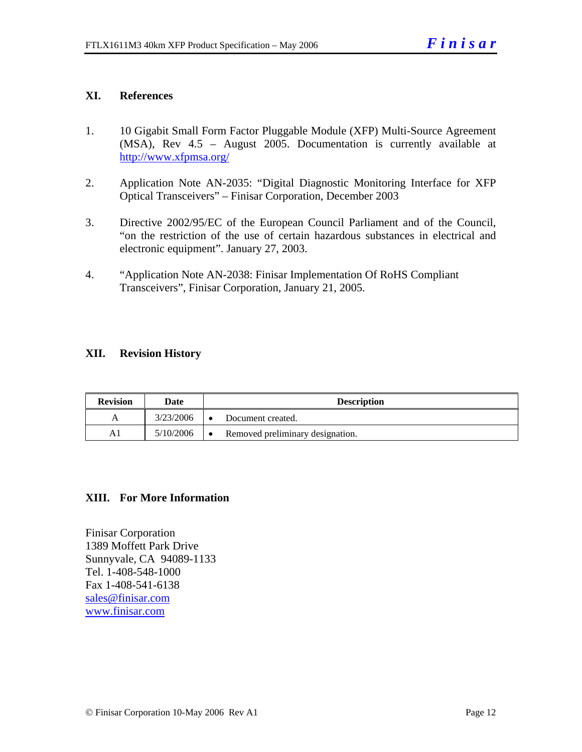## XI. References

1. 10 Gigabit Small Form Factor Pluggable Module (XFP) Multi-Source Agreement (MSA), Rev 4.5 – August 2005. Documentation is currently available at http://www.xfpmsa.org/

2. Application Note AN-2035: "Digital Diagnostic Monitoring Interface for XFP Optical Transceivers" – Finisar Corporation, December 2003

3. Directive 2002/95/EC of the European Council Parliament and of the Council, "on the restriction of the use of certain hazardous substances in electrical and electronic equipment". January 27, 2003.

4. "Application Note AN-2038: Finisar Implementation Of RoHS Compliant Transceivers", Finisar Corporation, January 21, 2005.

## XII. Revision History

| Revision | Date | Description |
|---|---|---|
| A | 3/23/2006 | • Document created. |
| A1 | 5/10/2006 | • Removed preliminary designation. |

## XIII. For More Information

Finisar Corporation
1389 Moffett Park Drive
Sunnyvale, CA 94089-1133
Tel. 1-408-548-1000
Fax 1-408-541-6138
sales@finisar.com
www.finisar.com